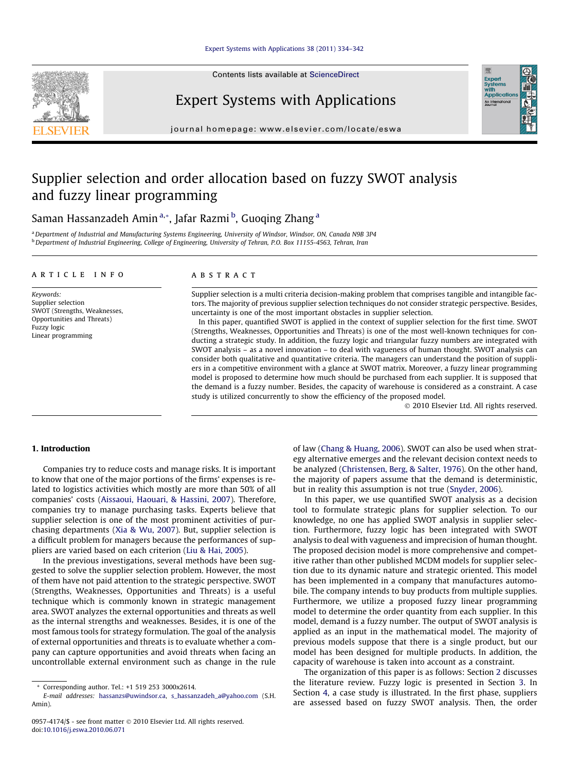# Supplier selection and order allocation based on fuzzy SWOT analysis and fuzzy linear programming

Saman Hassanzadeh Amin [a,*], Jafar Razmi [b], Guoqing Zhang [a]

[a] Department of Industrial and Manufacturing Systems Engineering, University of Windsor, Windsor, ON, Canada N9B 3P4
[b] Department of Industrial Engineering, College of Engineering, University of Tehran, P.O. Box 11155-4563, Tehran, Iran

## ARTICLE INFO

*Keywords:*
Supplier selection
SWOT (Strengths, Weaknesses, Opportunities and Threats)
Fuzzy logic
Linear programming

## ABSTRACT

Supplier selection is a multi criteria decision-making problem that comprises tangible and intangible factors. The majority of previous supplier selection techniques do not consider strategic perspective. Besides, uncertainty is one of the most important obstacles in supplier selection.

In this paper, quantified SWOT is applied in the context of supplier selection for the first time. SWOT (Strengths, Weaknesses, Opportunities and Threats) is one of the most well-known techniques for conducting a strategic study. In addition, the fuzzy logic and triangular fuzzy numbers are integrated with SWOT analysis – as a novel innovation – to deal with vagueness of human thought. SWOT analysis can consider both qualitative and quantitative criteria. The managers can understand the position of suppliers in a competitive environment with a glance at SWOT matrix. Moreover, a fuzzy linear programming model is proposed to determine how much should be purchased from each supplier. It is supposed that the demand is a fuzzy number. Besides, the capacity of warehouse is considered as a constraint. A case study is utilized concurrently to show the efficiency of the proposed model.

© 2010 Elsevier Ltd. All rights reserved.

## 1. Introduction

Companies try to reduce costs and manage risks. It is important to know that one of the major portions of the firms' expenses is related to logistics activities which mostly are more than 50% of all companies' costs (Aissaoui, Haouari, & Hassini, 2007). Therefore, companies try to manage purchasing tasks. Experts believe that supplier selection is one of the most prominent activities of purchasing departments (Xia & Wu, 2007). But, supplier selection is a difficult problem for managers because the performances of suppliers are varied based on each criterion (Liu & Hai, 2005).

In the previous investigations, several methods have been suggested to solve the supplier selection problem. However, the most of them have not paid attention to the strategic perspective. SWOT (Strengths, Weaknesses, Opportunities and Threats) is a useful technique which is commonly known in strategic management area. SWOT analyzes the external opportunities and threats as well as the internal strengths and weaknesses. Besides, it is one of the most famous tools for strategy formulation. The goal of the analysis of external opportunities and threats is to evaluate whether a company can capture opportunities and avoid threats when facing an uncontrollable external environment such as change in the rule of law (Chang & Huang, 2006). SWOT can also be used when strategy alternative emerges and the relevant decision context needs to be analyzed (Christensen, Berg, & Salter, 1976). On the other hand, the majority of papers assume that the demand is deterministic, but in reality this assumption is not true (Snyder, 2006).

In this paper, we use quantified SWOT analysis as a decision tool to formulate strategic plans for supplier selection. To our knowledge, no one has applied SWOT analysis in supplier selection. Furthermore, fuzzy logic has been integrated with SWOT analysis to deal with vagueness and imprecision of human thought. The proposed decision model is more comprehensive and competitive rather than other published MCDM models for supplier selection due to its dynamic nature and strategic oriented. This model has been implemented in a company that manufactures automobile. The company intends to buy products from multiple supplies. Furthermore, we utilize a proposed fuzzy linear programming model to determine the order quantity from each supplier. In this model, demand is a fuzzy number. The output of SWOT analysis is applied as an input in the mathematical model. The majority of previous models suppose that there is a single product, but our model has been designed for multiple products. In addition, the capacity of warehouse is taken into account as a constraint.

The organization of this paper is as follows: Section 2 discusses the literature review. Fuzzy logic is presented in Section 3. In Section 4, a case study is illustrated. In the first phase, suppliers are assessed based on fuzzy SWOT analysis. Then, the order

---

* Corresponding author. Tel.: +1 519 253 3000x2614.
*E-mail addresses:* hassanzs@uwindsor.ca, s_hassanzadeh_a@yahoo.com (S.H. Amin).

0957-4174/$ - see front matter © 2010 Elsevier Ltd. All rights reserved.
doi:10.1016/j.eswa.2010.06.071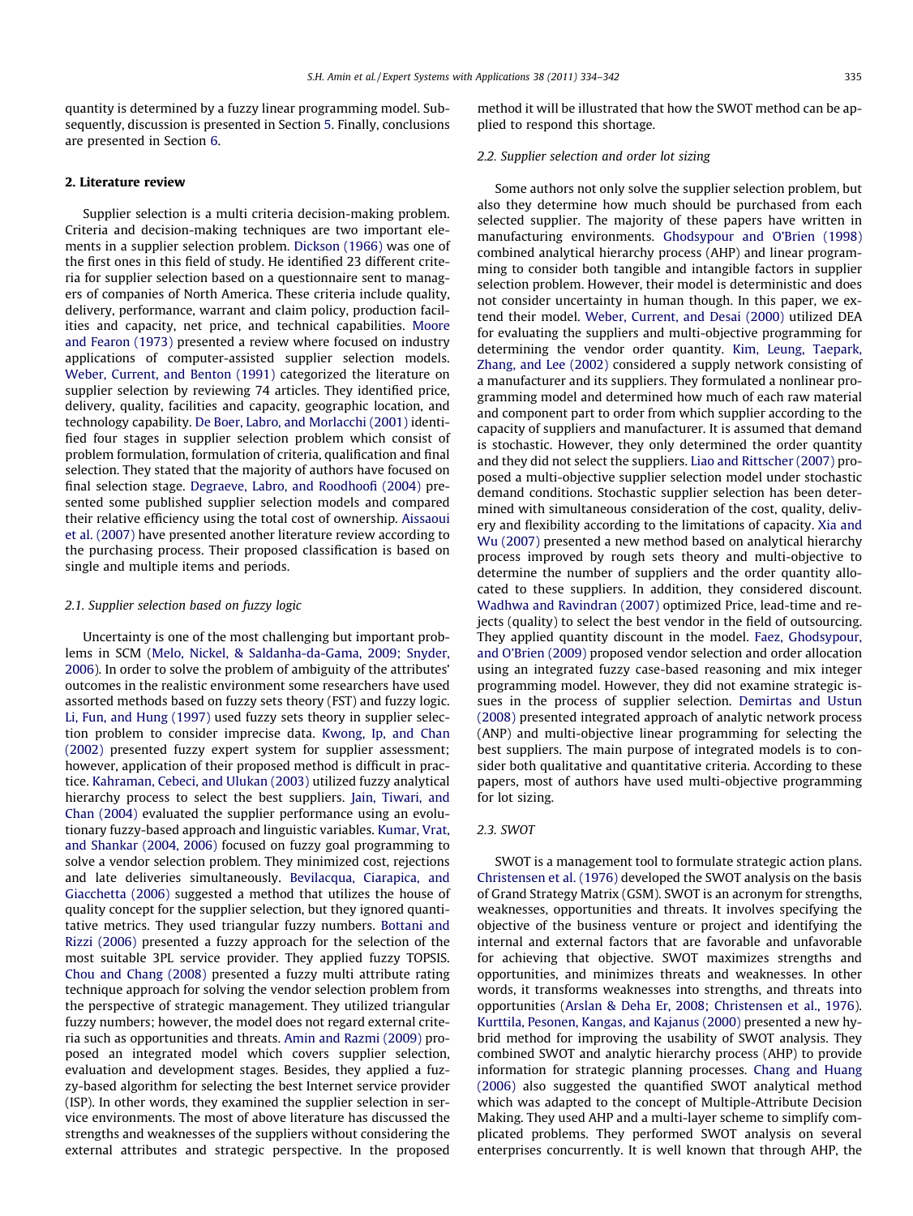quantity is determined by a fuzzy linear programming model. Subsequently, discussion is presented in Section 5. Finally, conclusions are presented in Section 6.

## 2. Literature review

Supplier selection is a multi criteria decision-making problem. Criteria and decision-making techniques are two important elements in a supplier selection problem. Dickson (1966) was one of the first ones in this field of study. He identified 23 different criteria for supplier selection based on a questionnaire sent to managers of companies of North America. These criteria include quality, delivery, performance, warrant and claim policy, production facilities and capacity, net price, and technical capabilities. Moore and Fearon (1973) presented a review where focused on industry applications of computer-assisted supplier selection models. Weber, Current, and Benton (1991) categorized the literature on supplier selection by reviewing 74 articles. They identified price, delivery, quality, facilities and capacity, geographic location, and technology capability. De Boer, Labro, and Morlacchi (2001) identified four stages in supplier selection problem which consist of problem formulation, formulation of criteria, qualification and final selection. They stated that the majority of authors have focused on final selection stage. Degraeve, Labro, and Roodhoofi (2004) presented some published supplier selection models and compared their relative efficiency using the total cost of ownership. Aissaoui et al. (2007) have presented another literature review according to the purchasing process. Their proposed classification is based on single and multiple items and periods.

### 2.1. Supplier selection based on fuzzy logic

Uncertainty is one of the most challenging but important problems in SCM (Melo, Nickel, & Saldanha-da-Gama, 2009; Snyder, 2006). In order to solve the problem of ambiguity of the attributes' outcomes in the realistic environment some researchers have used assorted methods based on fuzzy sets theory (FST) and fuzzy logic. Li, Fun, and Hung (1997) used fuzzy sets theory in supplier selection problem to consider imprecise data. Kwong, Ip, and Chan (2002) presented fuzzy expert system for supplier assessment; however, application of their proposed method is difficult in practice. Kahraman, Cebeci, and Ulukan (2003) utilized fuzzy analytical hierarchy process to select the best suppliers. Jain, Tiwari, and Chan (2004) evaluated the supplier performance using an evolutionary fuzzy-based approach and linguistic variables. Kumar, Vrat, and Shankar (2004, 2006) focused on fuzzy goal programming to solve a vendor selection problem. They minimized cost, rejections and late deliveries simultaneously. Bevilacqua, Ciarapica, and Giacchetta (2006) suggested a method that utilizes the house of quality concept for the supplier selection, but they ignored quantitative metrics. They used triangular fuzzy numbers. Bottani and Rizzi (2006) presented a fuzzy approach for the selection of the most suitable 3PL service provider. They applied fuzzy TOPSIS. Chou and Chang (2008) presented a fuzzy multi attribute rating technique approach for solving the vendor selection problem from the perspective of strategic management. They utilized triangular fuzzy numbers; however, the model does not regard external criteria such as opportunities and threats. Amin and Razmi (2009) proposed an integrated model which covers supplier selection, evaluation and development stages. Besides, they applied a fuzzy-based algorithm for selecting the best Internet service provider (ISP). In other words, they examined the supplier selection in service environments. The most of above literature has discussed the strengths and weaknesses of the suppliers without considering the external attributes and strategic perspective. In the proposed method it will be illustrated that how the SWOT method can be applied to respond this shortage.

### 2.2. Supplier selection and order lot sizing

Some authors not only solve the supplier selection problem, but also they determine how much should be purchased from each selected supplier. The majority of these papers have written in manufacturing environments. Ghodsypour and O'Brien (1998) combined analytical hierarchy process (AHP) and linear programming to consider both tangible and intangible factors in supplier selection problem. However, their model is deterministic and does not consider uncertainty in human though. In this paper, we extend their model. Weber, Current, and Desai (2000) utilized DEA for evaluating the suppliers and multi-objective programming for determining the vendor order quantity. Kim, Leung, Taepark, Zhang, and Lee (2002) considered a supply network consisting of a manufacturer and its suppliers. They formulated a nonlinear programming model and determined how much of each raw material and component part to order from which supplier according to the capacity of suppliers and manufacturer. It is assumed that demand is stochastic. However, they only determined the order quantity and they did not select the suppliers. Liao and Rittscher (2007) proposed a multi-objective supplier selection model under stochastic demand conditions. Stochastic supplier selection has been determined with simultaneous consideration of the cost, quality, delivery and flexibility according to the limitations of capacity. Xia and Wu (2007) presented a new method based on analytical hierarchy process improved by rough sets theory and multi-objective to determine the number of suppliers and the order quantity allocated to these suppliers. In addition, they considered discount. Wadhwa and Ravindran (2007) optimized Price, lead-time and rejects (quality) to select the best vendor in the field of outsourcing. They applied quantity discount in the model. Faez, Ghodsypour, and O'Brien (2009) proposed vendor selection and order allocation using an integrated fuzzy case-based reasoning and mix integer programming model. However, they did not examine strategic issues in the process of supplier selection. Demirtas and Ustun (2008) presented integrated approach of analytic network process (ANP) and multi-objective linear programming for selecting the best suppliers. The main purpose of integrated models is to consider both qualitative and quantitative criteria. According to these papers, most of authors have used multi-objective programming for lot sizing.

### 2.3. SWOT

SWOT is a management tool to formulate strategic action plans. Christensen et al. (1976) developed the SWOT analysis on the basis of Grand Strategy Matrix (GSM). SWOT is an acronym for strengths, weaknesses, opportunities and threats. It involves specifying the objective of the business venture or project and identifying the internal and external factors that are favorable and unfavorable for achieving that objective. SWOT maximizes strengths and opportunities, and minimizes threats and weaknesses. In other words, it transforms weaknesses into strengths, and threats into opportunities (Arslan & Deha Er, 2008; Christensen et al., 1976). Kurttila, Pesonen, Kangas, and Kajanus (2000) presented a new hybrid method for improving the usability of SWOT analysis. They combined SWOT and analytic hierarchy process (AHP) to provide information for strategic planning processes. Chang and Huang (2006) also suggested the quantified SWOT analytical method which was adapted to the concept of Multiple-Attribute Decision Making. They used AHP and a multi-layer scheme to simplify complicated problems. They performed SWOT analysis on several enterprises concurrently. It is well known that through AHP, the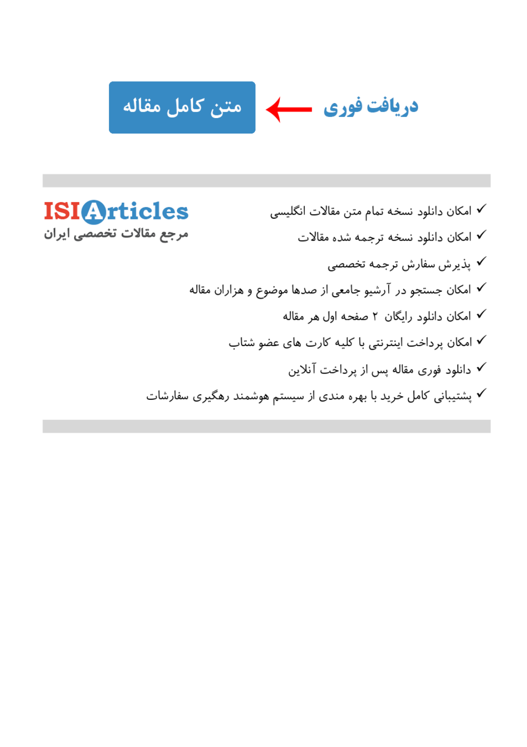دریافت فوری ← **متن کامل مقاله**

**ISIArticles**
مرجع مقالات تخصصی ایران

- ✓ امکان دانلود نسخه تمام متن مقالات انگلیسی
- ✓ امکان دانلود نسخه ترجمه شده مقالات
- ✓ پذیرش سفارش ترجمه تخصصی
- ✓ امکان جستجو در آرشیو جامعی از صدها موضوع و هزاران مقاله
- ✓ امکان دانلود رایگان ۲ صفحه اول هر مقاله
- ✓ امکان پرداخت اینترنتی با کلیه کارت های عضو شتاب
- ✓ دانلود فوری مقاله پس از پرداخت آنلاین
- ✓ پشتیبانی کامل خرید با بهره مندی از سیستم هوشمند رهگیری سفارشات